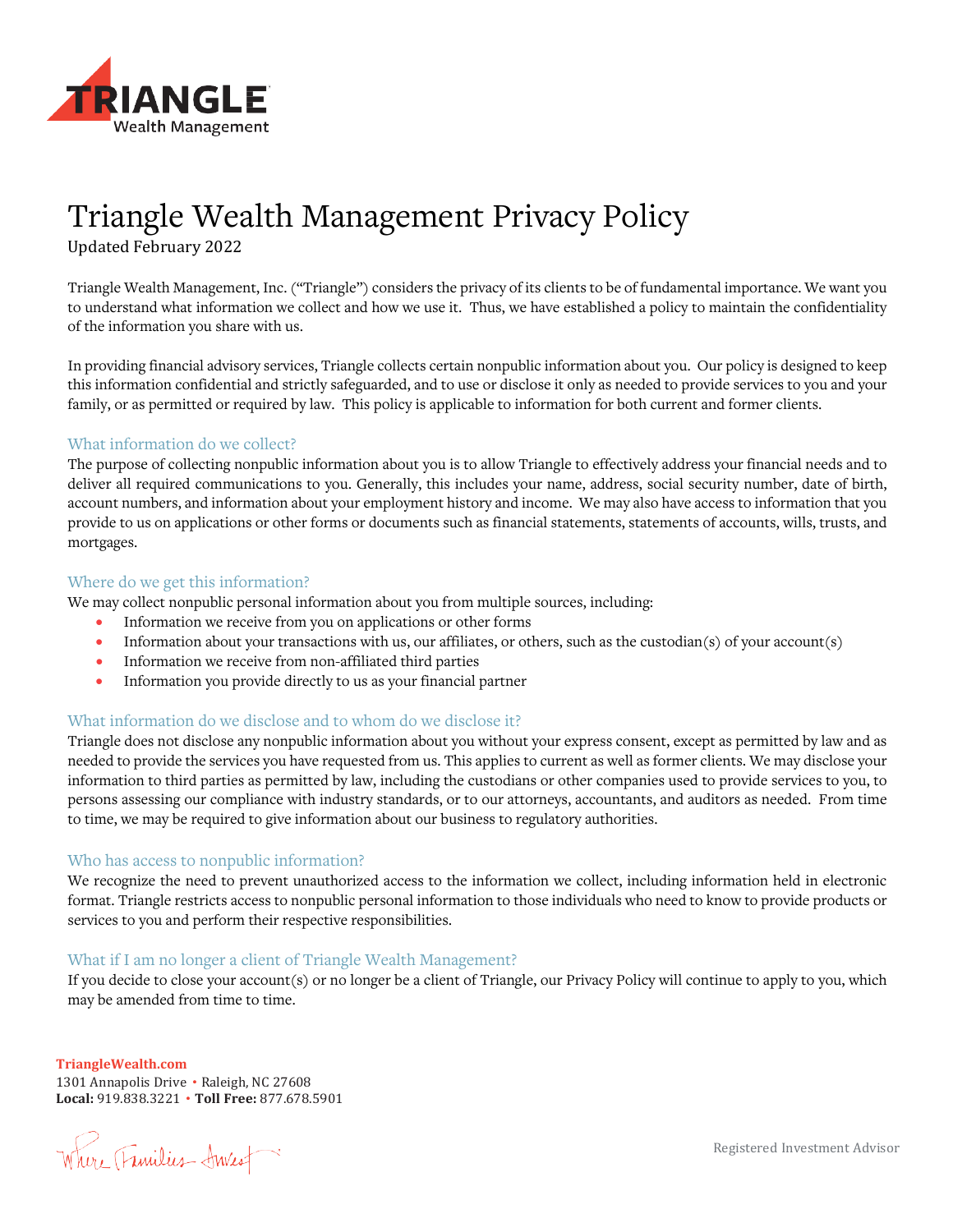# Triangle Wealth Management Privacy Policy

Updated February 2022

Triangle Wealth Management, Inc. ("Triangle") considers the privacy of its clients to be of fundamental importance. We want you to understand what information we collect and how we use it. Thus, we have established a policy to maintain the confidentiality of the information you share with us.

In providing financial advisory services, Triangle collects certain nonpublic information about you. Our policy is designed to keep this information confidential and strictly safeguarded, and to use or disclose it only as needed to provide services to you and your family, or as permitted or required by law. This policy is applicable to information for both current and former clients.

## What information do we collect?

The purpose of collecting nonpublic information about you is to allow Triangle to effectively address your financial needs and to deliver all required communications to you. Generally, this includes your name, address, social security number, date of birth, account numbers, and information about your employment history and income. We may also have access to information that you provide to us on applications or other forms or documents such as financial statements, statements of accounts, wills, trusts, and mortgages.

## Where do we get this information?

We may collect nonpublic personal information about you from multiple sources, including:

- Information we receive from you on applications or other forms
- Information about your transactions with us, our affiliates, or others, such as the custodian(s) of your account(s)
- Information we receive from non-affiliated third parties
- Information you provide directly to us as your financial partner

## What information do we disclose and to whom do we disclose it?

Triangle does not disclose any nonpublic information about you without your express consent, except as permitted by law and as needed to provide the services you have requested from us. This applies to current as well as former clients. We may disclose your information to third parties as permitted by law, including the custodians or other companies used to provide services to you, to persons assessing our compliance with industry standards, or to our attorneys, accountants, and auditors as needed. From time to time, we may be required to give information about our business to regulatory authorities.

## Who has access to nonpublic information?

We recognize the need to prevent unauthorized access to the information we collect, including information held in electronic format. Triangle restricts access to nonpublic personal information to those individuals who need to know to provide products or services to you and perform their respective responsibilities.

## What if I am no longer a client of Triangle Wealth Management?

If you decide to close your account(s) or no longer be a client of Triangle, our Privacy Policy will continue to apply to you, which may be amended from time to time.

**TriangleWealth.com**
1301 Annapolis Drive • Raleigh, NC 27608
**Local:** 919.838.3221 • **Toll Free:** 877.678.5901

Where Families Invest

Registered Investment Advisor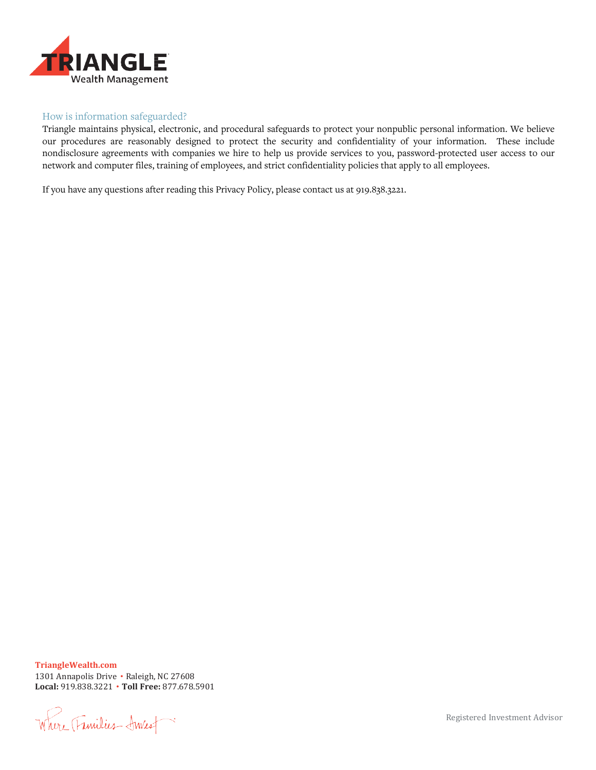## How is information safeguarded?

Triangle maintains physical, electronic, and procedural safeguards to protect your nonpublic personal information. We believe our procedures are reasonably designed to protect the security and confidentiality of your information. These include nondisclosure agreements with companies we hire to help us provide services to you, password-protected user access to our network and computer files, training of employees, and strict confidentiality policies that apply to all employees.

If you have any questions after reading this Privacy Policy, please contact us at 919.838.3221.

**TriangleWealth.com**
1301 Annapolis Drive • Raleigh, NC 27608
**Local:** 919.838.3221 • **Toll Free:** 877.678.5901

Where Families Invest

Registered Investment Advisor